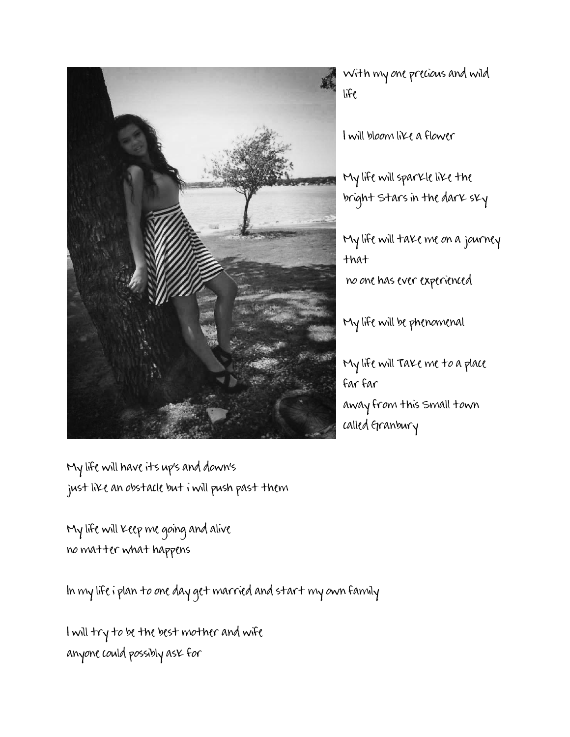With my one precious and wild life

I will bloom like a flower

My life will sparkle like the bright Stars in the dark sky

My life will take me on a journey that
no one has ever experienced

My life will be phenomenal

My life will Take me to a place far far
away from this Small town called Granbury

My life will have its up's and down's
just like an obstacle but i will push past them

My life will keep me going and alive
no matter what happens

In my life i plan to one day get married and start my own family

I will try to be the best mother and wife
anyone could possibly ask for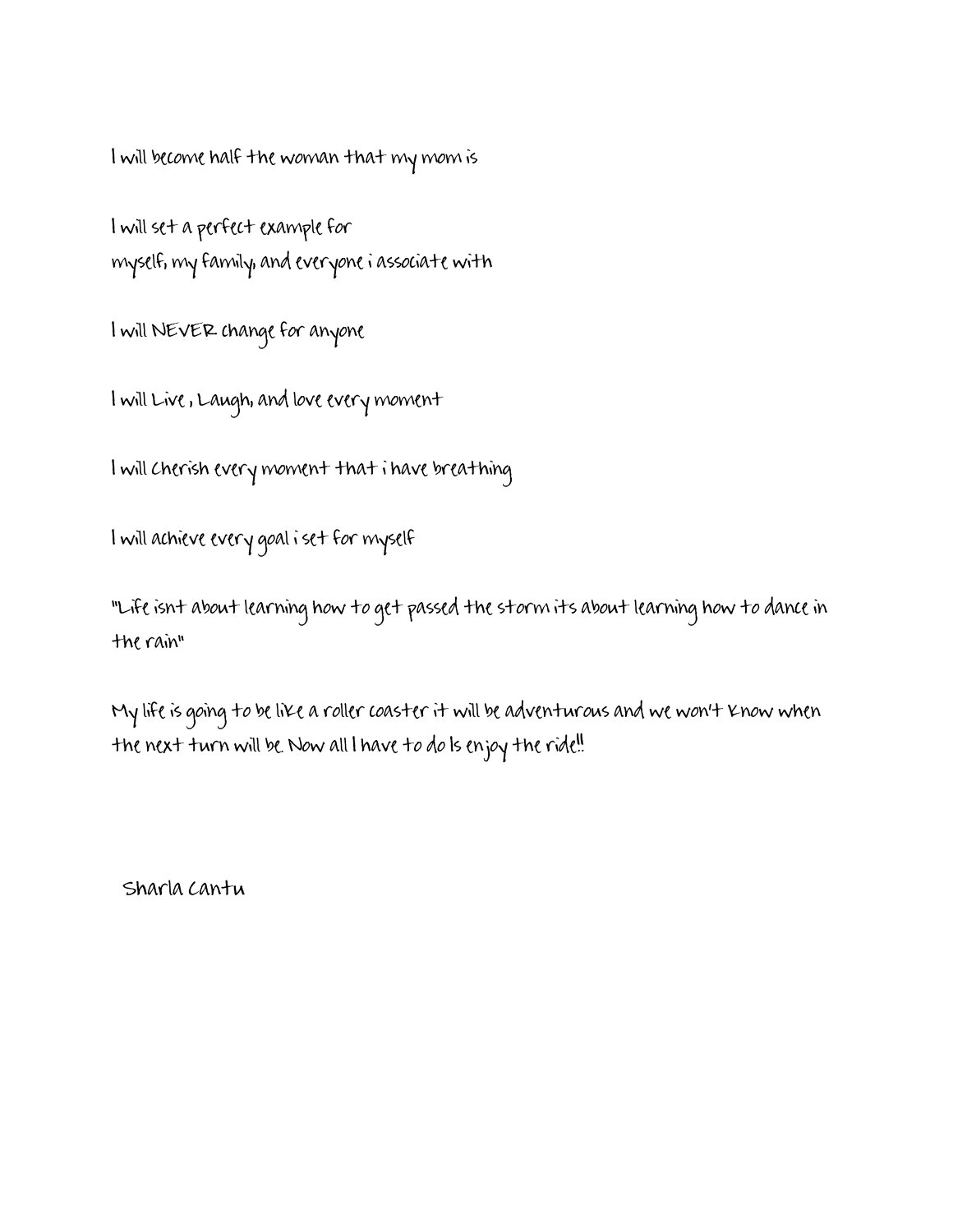I will become half the woman that my mom is

I will set a perfect example for
myself, my family, and everyone i associate with

I will NEVER change for anyone

I will Live , Laugh, and love every moment

I will cherish every moment that i have breathing

I will achieve every goal i set for myself

"Life isnt about learning how to get passed the storm its about learning how to dance in the rain"

My life is going to be like a roller coaster it will be adventurous and we won't know when the next turn will be. Now all I have to do Is enjoy the ride!!

Sharla Cantu